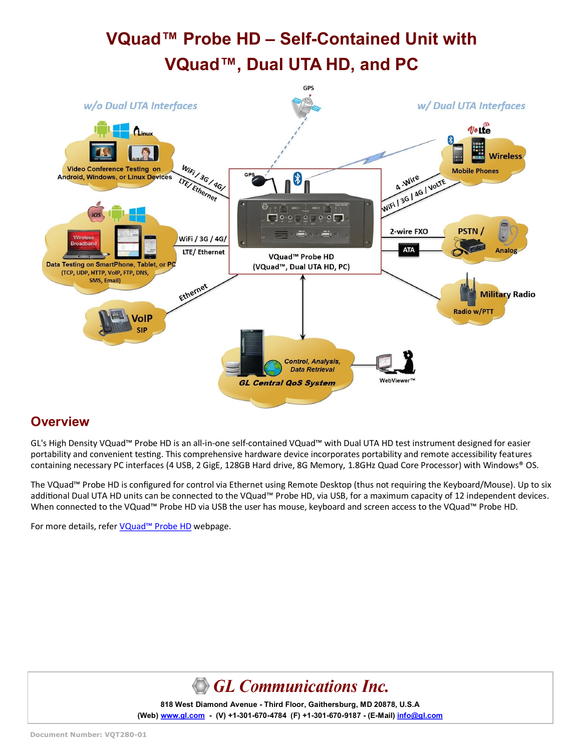# VQuad™ Probe HD – Self-Contained Unit with VQuad™, Dual UTA HD, and PC

## Overview

GL's High Density VQuad™ Probe HD is an all-in-one self-contained VQuad™ with Dual UTA HD test instrument designed for easier portability and convenient testing. This comprehensive hardware device incorporates portability and remote accessibility features containing necessary PC interfaces (4 USB, 2 GigE, 128GB Hard drive, 8G Memory, 1.8GHz Quad Core Processor) with Windows® OS.

The VQuad™ Probe HD is configured for control via Ethernet using Remote Desktop (thus not requiring the Keyboard/Mouse). Up to six additional Dual UTA HD units can be connected to the VQuad™ Probe HD, via USB, for a maximum capacity of 12 independent devices. When connected to the VQuad™ Probe HD via USB the user has mouse, keyboard and screen access to the VQuad™ Probe HD.

For more details, refer [VQuad™ Probe HD](VQuad™ Probe HD) webpage.

**GL Communications Inc.**

818 West Diamond Avenue - Third Floor, Gaithersburg, MD 20878, U.S.A

(Web) www.gl.com - (V) +1-301-670-4784 (F) +1-301-670-9187 - (E-Mail) info@gl.com

Document Number: VQT280-01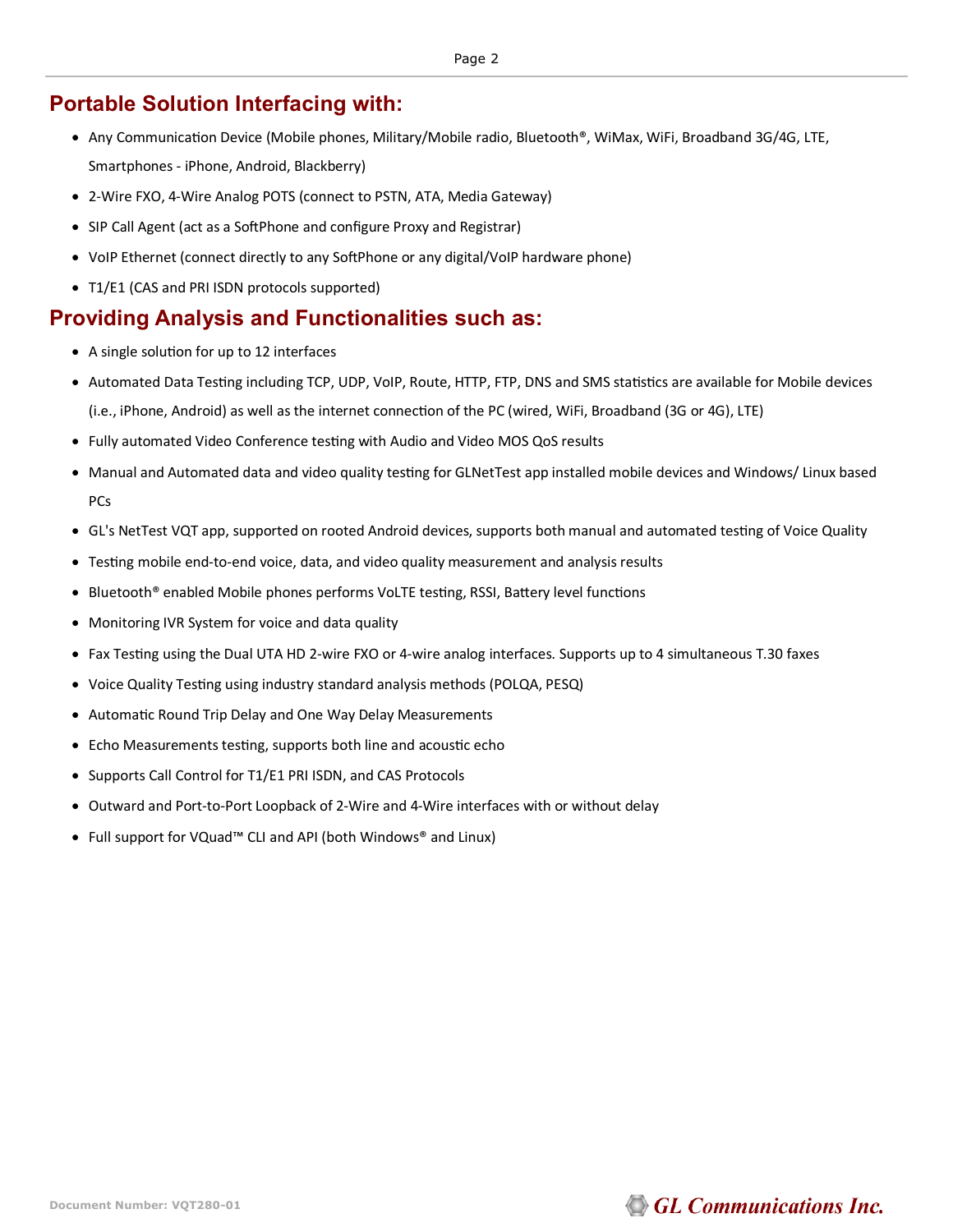## Portable Solution Interfacing with:

- Any Communication Device (Mobile phones, Military/Mobile radio, Bluetooth®, WiMax, WiFi, Broadband 3G/4G, LTE, Smartphones - iPhone, Android, Blackberry)
- 2-Wire FXO, 4-Wire Analog POTS (connect to PSTN, ATA, Media Gateway)
- SIP Call Agent (act as a SoftPhone and configure Proxy and Registrar)
- VoIP Ethernet (connect directly to any SoftPhone or any digital/VoIP hardware phone)
- T1/E1 (CAS and PRI ISDN protocols supported)

## Providing Analysis and Functionalities such as:

- A single solution for up to 12 interfaces
- Automated Data Testing including TCP, UDP, VoIP, Route, HTTP, FTP, DNS and SMS statistics are available for Mobile devices (i.e., iPhone, Android) as well as the internet connection of the PC (wired, WiFi, Broadband (3G or 4G), LTE)
- Fully automated Video Conference testing with Audio and Video MOS QoS results
- Manual and Automated data and video quality testing for GLNetTest app installed mobile devices and Windows/ Linux based PCs
- GL's NetTest VQT app, supported on rooted Android devices, supports both manual and automated testing of Voice Quality
- Testing mobile end-to-end voice, data, and video quality measurement and analysis results
- Bluetooth® enabled Mobile phones performs VoLTE testing, RSSI, Battery level functions
- Monitoring IVR System for voice and data quality
- Fax Testing using the Dual UTA HD 2-wire FXO or 4-wire analog interfaces. Supports up to 4 simultaneous T.30 faxes
- Voice Quality Testing using industry standard analysis methods (POLQA, PESQ)
- Automatic Round Trip Delay and One Way Delay Measurements
- Echo Measurements testing, supports both line and acoustic echo
- Supports Call Control for T1/E1 PRI ISDN, and CAS Protocols
- Outward and Port-to-Port Loopback of 2-Wire and 4-Wire interfaces with or without delay
- Full support for VQuad™ CLI and API (both Windows® and Linux)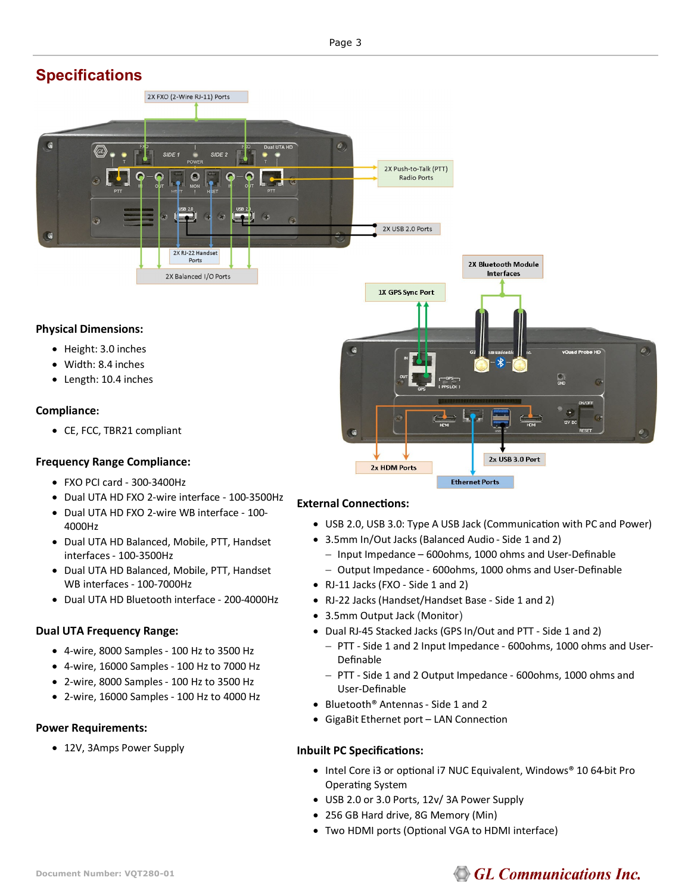## Specifications

2X FXO (2-Wire RJ-11) Ports

2X Push-to-Talk (PTT) Radio Ports

2X USB 2.0 Ports

2X RJ-22 Handset Ports

2X Balanced I/O Ports

2X Bluetooth Module Interfaces

1X GPS Sync Port

2x HDMI Ports

2x USB 3.0 Port

Ethernet Ports

### Physical Dimensions:

- Height: 3.0 inches
- Width: 8.4 inches
- Length: 10.4 inches

### Compliance:

- CE, FCC, TBR21 compliant

### Frequency Range Compliance:

- FXO PCI card - 300-3400Hz
- Dual UTA HD FXO 2-wire interface - 100-3500Hz
- Dual UTA HD FXO 2-wire WB interface - 100-4000Hz
- Dual UTA HD Balanced, Mobile, PTT, Handset interfaces - 100-3500Hz
- Dual UTA HD Balanced, Mobile, PTT, Handset WB interfaces - 100-7000Hz
- Dual UTA HD Bluetooth interface - 200-4000Hz

### Dual UTA Frequency Range:

- 4-wire, 8000 Samples - 100 Hz to 3500 Hz
- 4-wire, 16000 Samples - 100 Hz to 7000 Hz
- 2-wire, 8000 Samples - 100 Hz to 3500 Hz
- 2-wire, 16000 Samples - 100 Hz to 4000 Hz

### Power Requirements:

- 12V, 3Amps Power Supply

### External Connections:

- USB 2.0, USB 3.0: Type A USB Jack (Communication with PC and Power)
- 3.5mm In/Out Jacks (Balanced Audio - Side 1 and 2)
  - Input Impedance – 600ohms, 1000 ohms and User-Definable
  - Output Impedance - 600ohms, 1000 ohms and User-Definable
- RJ-11 Jacks (FXO - Side 1 and 2)
- RJ-22 Jacks (Handset/Handset Base - Side 1 and 2)
- 3.5mm Output Jack (Monitor)
- Dual RJ-45 Stacked Jacks (GPS In/Out and PTT - Side 1 and 2)
  - PTT - Side 1 and 2 Input Impedance - 600ohms, 1000 ohms and User-Definable
  - PTT - Side 1 and 2 Output Impedance - 600ohms, 1000 ohms and User-Definable
- Bluetooth® Antennas - Side 1 and 2
- GigaBit Ethernet port – LAN Connection

### Inbuilt PC Specifications:

- Intel Core i3 or optional i7 NUC Equivalent, Windows® 10 64-bit Pro Operating System
- USB 2.0 or 3.0 Ports, 12v/ 3A Power Supply
- 256 GB Hard drive, 8G Memory (Min)
- Two HDMI ports (Optional VGA to HDMI interface)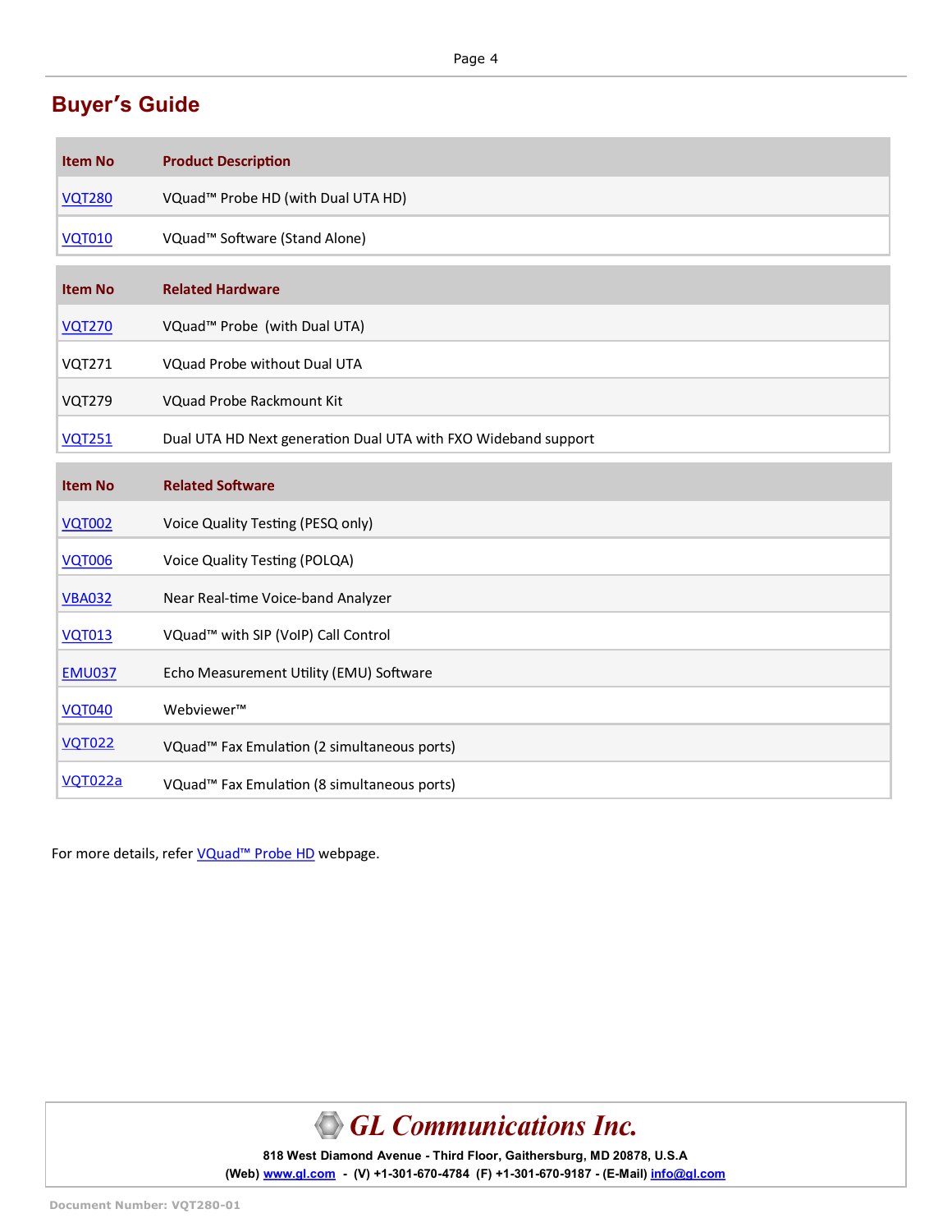## Buyer's Guide

| Item No | Product Description |
|---|---|
| VQT280 | VQuad™ Probe HD (with Dual UTA HD) |
| VQT010 | VQuad™ Software (Stand Alone) |

| Item No | Related Hardware |
|---|---|
| VQT270 | VQuad™ Probe (with Dual UTA) |
| VQT271 | VQuad Probe without Dual UTA |
| VQT279 | VQuad Probe Rackmount Kit |
| VQT251 | Dual UTA HD Next generation Dual UTA with FXO Wideband support |

| Item No | Related Software |
|---|---|
| VQT002 | Voice Quality Testing (PESQ only) |
| VQT006 | Voice Quality Testing (POLQA) |
| VBA032 | Near Real-time Voice-band Analyzer |
| VQT013 | VQuad™ with SIP (VoIP) Call Control |
| EMU037 | Echo Measurement Utility (EMU) Software |
| VQT040 | Webviewer™ |
| VQT022 | VQuad™ Fax Emulation (2 simultaneous ports) |
| VQT022a | VQuad™ Fax Emulation (8 simultaneous ports) |

For more details, refer VQuad™ Probe HD webpage.

**GL Communications Inc.**

**818 West Diamond Avenue - Third Floor, Gaithersburg, MD 20878, U.S.A**
**(Web) www.gl.com - (V) +1-301-670-4784 (F) +1-301-670-9187 - (E-Mail) info@gl.com**

Document Number: VQT280-01